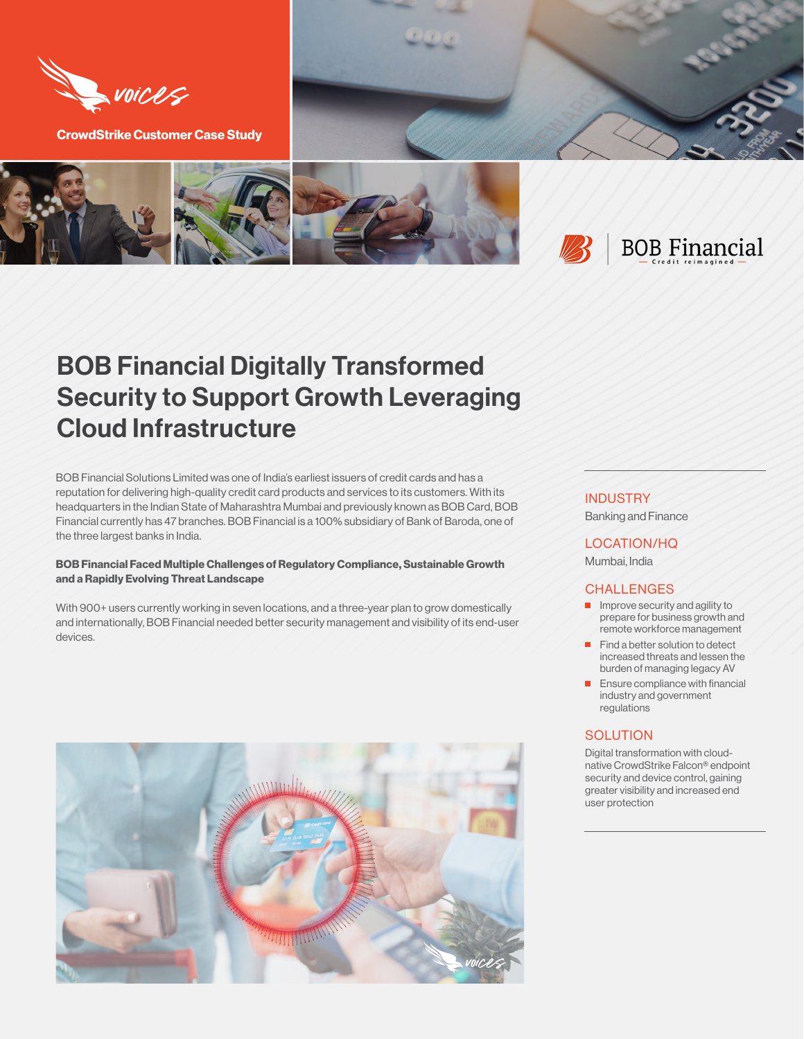CrowdStrike Customer Case Study

# BOB Financial Digitally Transformed Security to Support Growth Leveraging Cloud Infrastructure

BOB Financial Solutions Limited was one of India's earliest issuers of credit cards and has a reputation for delivering high-quality credit card products and services to its customers. With its headquarters in the Indian State of Maharashtra Mumbai and previously known as BOB Card, BOB Financial currently has 47 branches. BOB Financial is a 100% subsidiary of Bank of Baroda, one of the three largest banks in India.

**BOB Financial Faced Multiple Challenges of Regulatory Compliance, Sustainable Growth and a Rapidly Evolving Threat Landscape**

With 900+ users currently working in seven locations, and a three-year plan to grow domestically and internationally, BOB Financial needed better security management and visibility of its end-user devices.

## INDUSTRY

Banking and Finance

## LOCATION/HQ

Mumbai, India

## CHALLENGES

- Improve security and agility to prepare for business growth and remote workforce management
- Find a better solution to detect increased threats and lessen the burden of managing legacy AV
- Ensure compliance with financial industry and government regulations

## SOLUTION

Digital transformation with cloud-native CrowdStrike Falcon® endpoint security and device control, gaining greater visibility and increased end user protection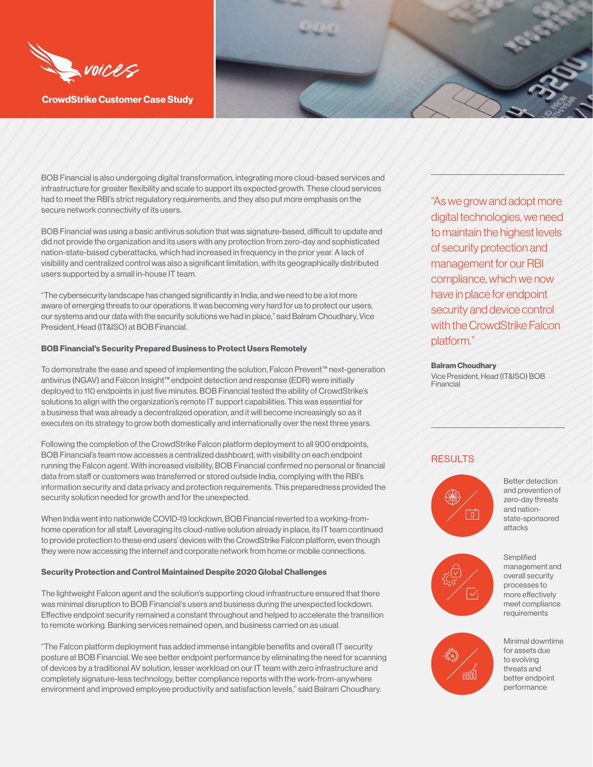CrowdStrike Customer Case Study

BOB Financial is also undergoing digital transformation, integrating more cloud-based services and infrastructure for greater flexibility and scale to support its expected growth. These cloud services had to meet the RBI's strict regulatory requirements, and they also put more emphasis on the secure network connectivity of its users.

BOB Financial was using a basic antivirus solution that was signature-based, difficult to update and did not provide the organization and its users with any protection from zero-day and sophisticated nation-state-based cyberattacks, which had increased in frequency in the prior year. A lack of visibility and centralized control was also a significant limitation, with its geographically distributed users supported by a small in-house IT team.

"The cybersecurity landscape has changed significantly in India, and we need to be a lot more aware of emerging threats to our operations. It was becoming very hard for us to protect our users, our systems and our data with the security solutions we had in place," said Balram Choudhary, Vice President, Head (IT&ISO) at BOB Financial.

**BOB Financial's Security Prepared Business to Protect Users Remotely**

To demonstrate the ease and speed of implementing the solution, Falcon Prevent™ next-generation antivirus (NGAV) and Falcon Insight™ endpoint detection and response (EDR) were initially deployed to 110 endpoints in just five minutes. BOB Financial tested the ability of CrowdStrike's solutions to align with the organization's remote IT support capabilities. This was essential for a business that was already a decentralized operation, and it will become increasingly so as it executes on its strategy to grow both domestically and internationally over the next three years.

Following the completion of the CrowdStrike Falcon platform deployment to all 900 endpoints, BOB Financial's team now accesses a centralized dashboard, with visibility on each endpoint running the Falcon agent. With increased visibility, BOB Financial confirmed no personal or financial data from staff or customers was transferred or stored outside India, complying with the RBI's information security and data privacy and protection requirements. This preparedness provided the security solution needed for growth and for the unexpected.

When India went into nationwide COVID-19 lockdown, BOB Financial reverted to a working-from-home operation for all staff. Leveraging its cloud-native solution already in place, its IT team continued to provide protection to these end users' devices with the CrowdStrike Falcon platform, even though they were now accessing the internet and corporate network from home or mobile connections.

**Security Protection and Control Maintained Despite 2020 Global Challenges**

The lightweight Falcon agent and the solution's supporting cloud infrastructure ensured that there was minimal disruption to BOB Financial's users and business during the unexpected lockdown. Effective endpoint security remained a constant throughout and helped to accelerate the transition to remote working. Banking services remained open, and business carried on as usual.

"The Falcon platform deployment has added immense intangible benefits and overall IT security posture at BOB Financial. We see better endpoint performance by eliminating the need for scanning of devices by a traditional AV solution, lesser workload on our IT team with zero infrastructure and completely signature-less technology, better compliance reports with the work-from-anywhere environment and improved employee productivity and satisfaction levels," said Balram Choudhary.

"As we grow and adopt more digital technologies, we need to maintain the highest levels of security protection and management for our RBI compliance, which we now have in place for endpoint security and device control with the CrowdStrike Falcon platform."

**Balram Choudhary**
Vice President, Head (IT&ISO) BOB Financial

## RESULTS

- Better detection and prevention of zero-day threats and nation-state-sponsored attacks
- Simplified management and overall security processes to more effectively meet compliance requirements
- Minimal downtime for assets due to evolving threats and better endpoint performance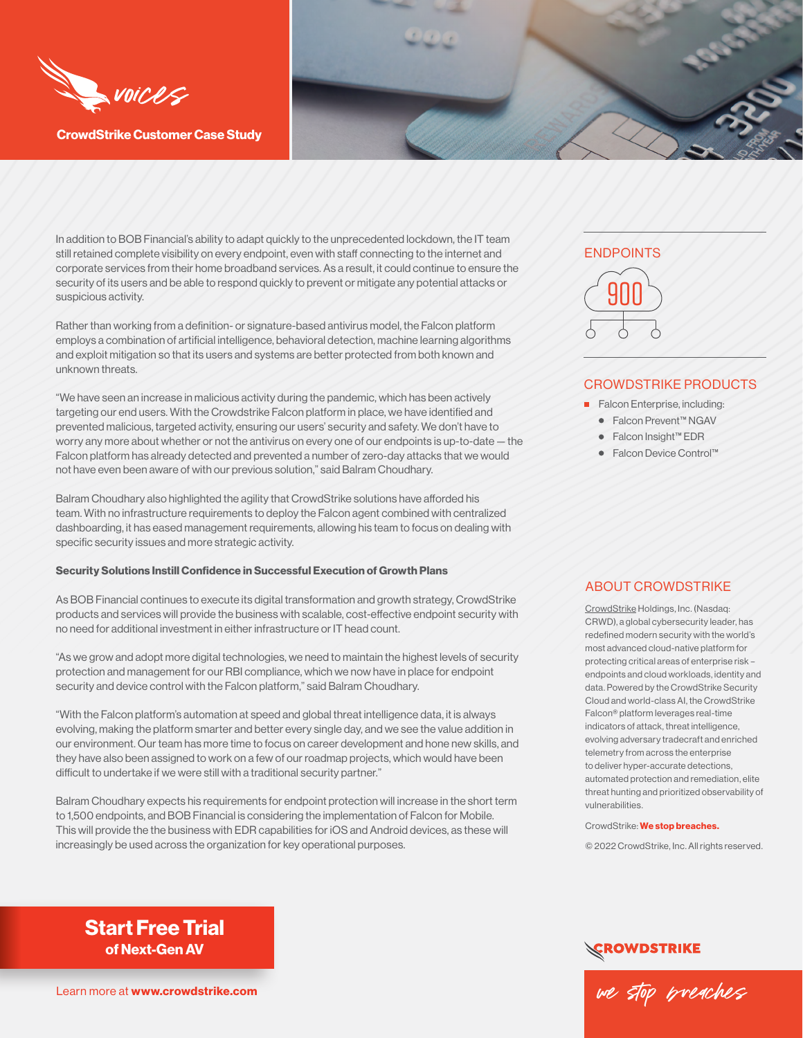CrowdStrike Customer Case Study

In addition to BOB Financial's ability to adapt quickly to the unprecedented lockdown, the IT team still retained complete visibility on every endpoint, even with staff connecting to the internet and corporate services from their home broadband services. As a result, it could continue to ensure the security of its users and be able to respond quickly to prevent or mitigate any potential attacks or suspicious activity.

Rather than working from a definition- or signature-based antivirus model, the Falcon platform employs a combination of artificial intelligence, behavioral detection, machine learning algorithms and exploit mitigation so that its users and systems are better protected from both known and unknown threats.

"We have seen an increase in malicious activity during the pandemic, which has been actively targeting our end users. With the Crowdstrike Falcon platform in place, we have identified and prevented malicious, targeted activity, ensuring our users' security and safety. We don't have to worry any more about whether or not the antivirus on every one of our endpoints is up-to-date — the Falcon platform has already detected and prevented a number of zero-day attacks that we would not have even been aware of with our previous solution," said Balram Choudhary.

Balram Choudhary also highlighted the agility that CrowdStrike solutions have afforded his team. With no infrastructure requirements to deploy the Falcon agent combined with centralized dashboarding, it has eased management requirements, allowing his team to focus on dealing with specific security issues and more strategic activity.

**Security Solutions Instill Confidence in Successful Execution of Growth Plans**

As BOB Financial continues to execute its digital transformation and growth strategy, CrowdStrike products and services will provide the business with scalable, cost-effective endpoint security with no need for additional investment in either infrastructure or IT head count.

"As we grow and adopt more digital technologies, we need to maintain the highest levels of security protection and management for our RBI compliance, which we now have in place for endpoint security and device control with the Falcon platform," said Balram Choudhary.

"With the Falcon platform's automation at speed and global threat intelligence data, it is always evolving, making the platform smarter and better every single day, and we see the value addition in our environment. Our team has more time to focus on career development and hone new skills, and they have also been assigned to work on a few of our roadmap projects, which would have been difficult to undertake if we were still with a traditional security partner."

Balram Choudhary expects his requirements for endpoint protection will increase in the short term to 1,500 endpoints, and BOB Financial is considering the implementation of Falcon for Mobile. This will provide the the business with EDR capabilities for iOS and Android devices, as these will increasingly be used across the organization for key operational purposes.

## ENDPOINTS

900

## CROWDSTRIKE PRODUCTS

- Falcon Enterprise, including:
  - Falcon Prevent™ NGAV
  - Falcon Insight™ EDR
  - Falcon Device Control™

## ABOUT CROWDSTRIKE

CrowdStrike Holdings, Inc. (Nasdaq: CRWD), a global cybersecurity leader, has redefined modern security with the world's most advanced cloud-native platform for protecting critical areas of enterprise risk – endpoints and cloud workloads, identity and data. Powered by the CrowdStrike Security Cloud and world-class AI, the CrowdStrike Falcon® platform leverages real-time indicators of attack, threat intelligence, evolving adversary tradecraft and enriched telemetry from across the enterprise to deliver hyper-accurate detections, automated protection and remediation, elite threat hunting and prioritized observability of vulnerabilities.

CrowdStrike: **We stop breaches.**

© 2022 CrowdStrike, Inc. All rights reserved.

**Start Free Trial**
**of Next-Gen AV**

Learn more at **www.crowdstrike.com**

CROWDSTRIKE

we stop breaches